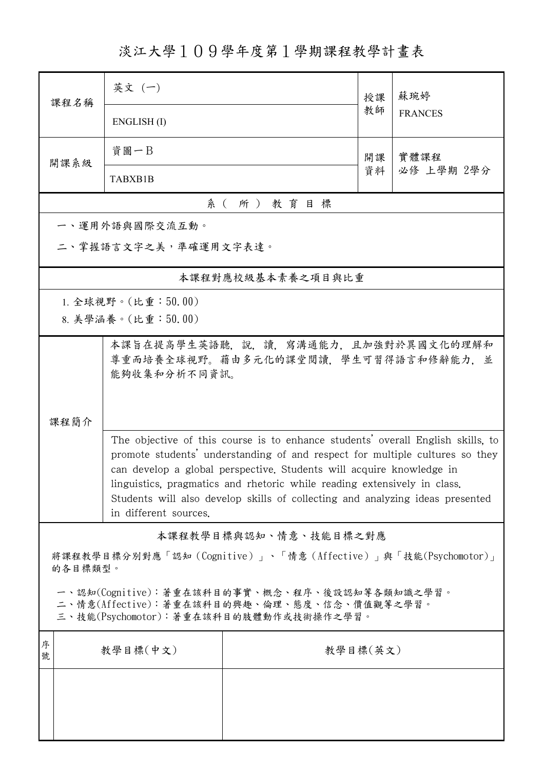# 淡江大學１０９學年度第１學期課程教學計畫表

| 課程名稱 | 英文 (一)<br>ENGLISH (I) | 授課教師 | 蘇琬婷<br>FRANCES |
|---|---|---|---|
| 開課系級 | 資圖一B<br>TABXB1B | 開課資料 | 實體課程<br>必修 上學期 2學分 |

## 系（所）教育目標

一、運用外語與國際交流互動。

二、掌握語言文字之美，準確運用文字表達。

## 本課程對應校級基本素養之項目與比重

1. 全球視野。(比重：50.00)

8. 美學涵養。(比重：50.00)

## 課程簡介

本課旨在提高學生英語聽，說，讀，寫溝通能力，且加強對於異國文化的理解和尊重而培養全球視野。藉由多元化的課堂閱讀，學生可習得語言和修辭能力，並能夠收集和分析不同資訊。

The objective of this course is to enhance students' overall English skills, to promote students' understanding of and respect for multiple cultures so they can develop a global perspective. Students will acquire knowledge in linguistics, pragmatics and rhetoric while reading extensively in class. Students will also develop skills of collecting and analyzing ideas presented in different sources.

## 本課程教學目標與認知、情意、技能目標之對應

將課程教學目標分別對應「認知（Cognitive）」、「情意（Affective）」與「技能(Psychomotor)」的各目標類型。

一、認知(Cognitive)：著重在該科目的事實、概念、程序、後設認知等各類知識之學習。
二、情意(Affective)：著重在該科目的興趣、倫理、態度、信念、價值觀等之學習。
三、技能(Psychomotor)：著重在該科目的肢體動作或技術操作之學習。

| 序號 | 教學目標(中文) | 教學目標(英文) |
|---|---|---|
| | | |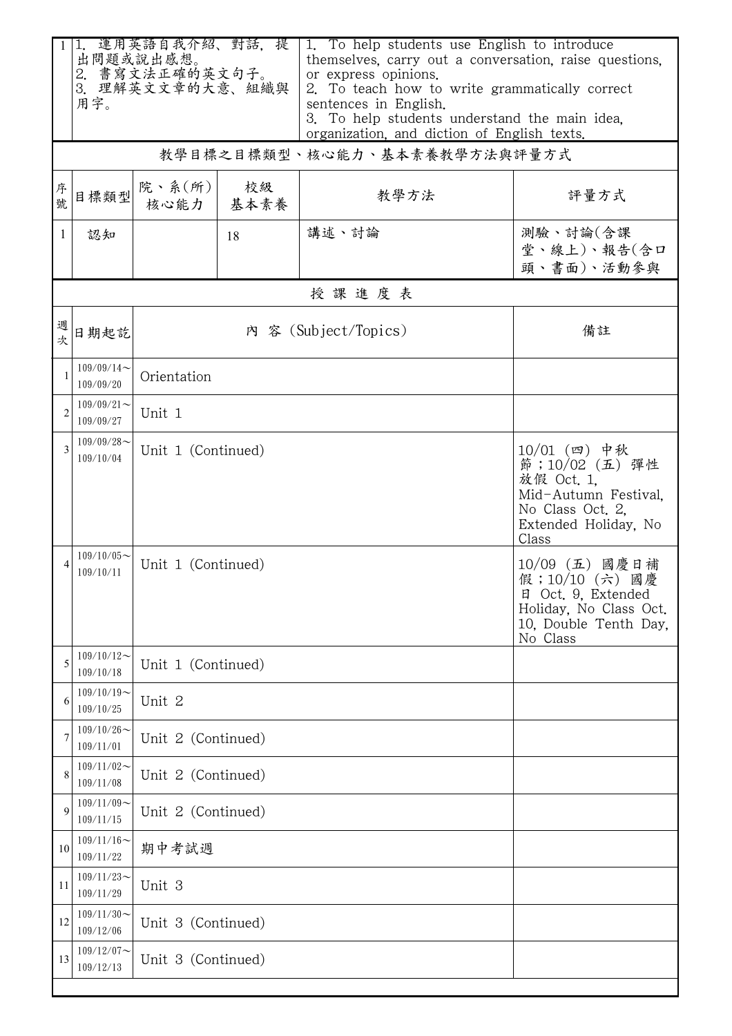| 1 | 1. 運用英語自我介紹、對話，提出問題或說出感想。<br>2. 書寫文法正確的英文句子。<br>3. 理解英文文章的大意、組織與用字。 | 1. To help students use English to introduce themselves, carry out a conversation, raise questions, or express opinions.<br>2. To teach how to write grammatically correct sentences in English.<br>3. To help students understand the main idea, organization, and diction of English texts. |
|---|---|---|

## 教學目標之目標類型、核心能力、基本素養教學方法與評量方式

| 序號 | 目標類型 | 院、系(所)核心能力 | 校級基本素養 | 教學方法 | 評量方式 |
|---|---|---|---|---|---|
| 1 | 認知 | | 18 | 講述、討論 | 測驗、討論(含課堂、線上)、報告(含口頭、書面)、活動參與 |

## 授課進度表

| 週次 | 日期起訖 | 內 容 (Subject/Topics) | 備註 |
|---|---|---|---|
| 1 | 109/09/14～109/09/20 | Orientation | |
| 2 | 109/09/21～109/09/27 | Unit 1 | |
| 3 | 109/09/28～109/10/04 | Unit 1 (Continued) | 10/01 (四) 中秋節；10/02 (五) 彈性放假 Oct. 1, Mid-Autumn Festival, No Class Oct. 2, Extended Holiday, No Class |
| 4 | 109/10/05～109/10/11 | Unit 1 (Continued) | 10/09 (五) 國慶日補假；10/10 (六) 國慶日 Oct. 9, Extended Holiday, No Class Oct. 10, Double Tenth Day, No Class |
| 5 | 109/10/12～109/10/18 | Unit 1 (Continued) | |
| 6 | 109/10/19～109/10/25 | Unit 2 | |
| 7 | 109/10/26～109/11/01 | Unit 2 (Continued) | |
| 8 | 109/11/02～109/11/08 | Unit 2 (Continued) | |
| 9 | 109/11/09～109/11/15 | Unit 2 (Continued) | |
| 10 | 109/11/16～109/11/22 | 期中考試週 | |
| 11 | 109/11/23～109/11/29 | Unit 3 | |
| 12 | 109/11/30～109/12/06 | Unit 3 (Continued) | |
| 13 | 109/12/07～109/12/13 | Unit 3 (Continued) | |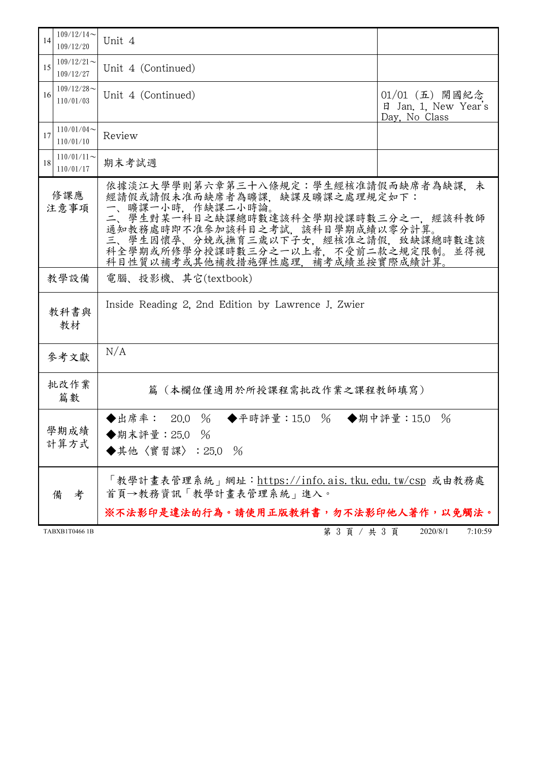| | | | |
|---|---|---|---|
| 14 | 109/12/14～<br>109/12/20 | Unit 4 | |
| 15 | 109/12/21～<br>109/12/27 | Unit 4 (Continued) | |
| 16 | 109/12/28～<br>110/01/03 | Unit 4 (Continued) | 01/01 (五) 開國紀念日 Jan. 1, New Year's Day, No Class |
| 17 | 110/01/04～<br>110/01/10 | Review | |
| 18 | 110/01/11～<br>110/01/17 | 期末考試週 | |

| | |
|---|---|
| 修課應注意事項 | 依據淡江大學學則第六章第三十八條規定：學生經核准請假而缺席者為缺課，未經請假或請假未准而缺席者為曠課，缺課及曠課之處理規定如下：<br>一、曠課一小時，作缺課二小時論。<br>二、學生對某一科目之缺課總時數達該科全學期授課時數三分之一，經該科教師通知教務處時即不准參加該科目之考試，該科目學期成績以零分計算。<br>三、學生因懷孕、分娩或撫育三歲以下子女，經核准之請假，致缺課總時數達該科全學期或所修學分授課時數三分之一以上者，不受前二款之規定限制。並得視科目性質以補考或其他補救措施彈性處理，補考成績並按實際成績計算。 |
| 教學設備 | 電腦、投影機、其它(textbook) |
| 教科書與教材 | Inside Reading 2, 2nd Edition by Lawrence J. Zwier |
| 參考文獻 | N/A |
| 批改作業篇數 | 篇（本欄位僅適用於所授課程需批改作業之課程教師填寫） |
| 學期成績計算方式 | ◆出席率： 20.0 %　◆平時評量：15.0 %　◆期中評量：15.0 %<br>◆期末評量：25.0 %<br>◆其他〈實習課〉：25.0 % |
| 備　考 | 「教學計畫表管理系統」網址：https://info.ais.tku.edu.tw/csp 或由教務處首頁→教務資訊「教學計畫表管理系統」進入。<br>**※不法影印是違法的行為。請使用正版教科書，勿不法影印他人著作，以免觸法。** |

TABXB1T0466 1B　　2020/8/1　7:10:59